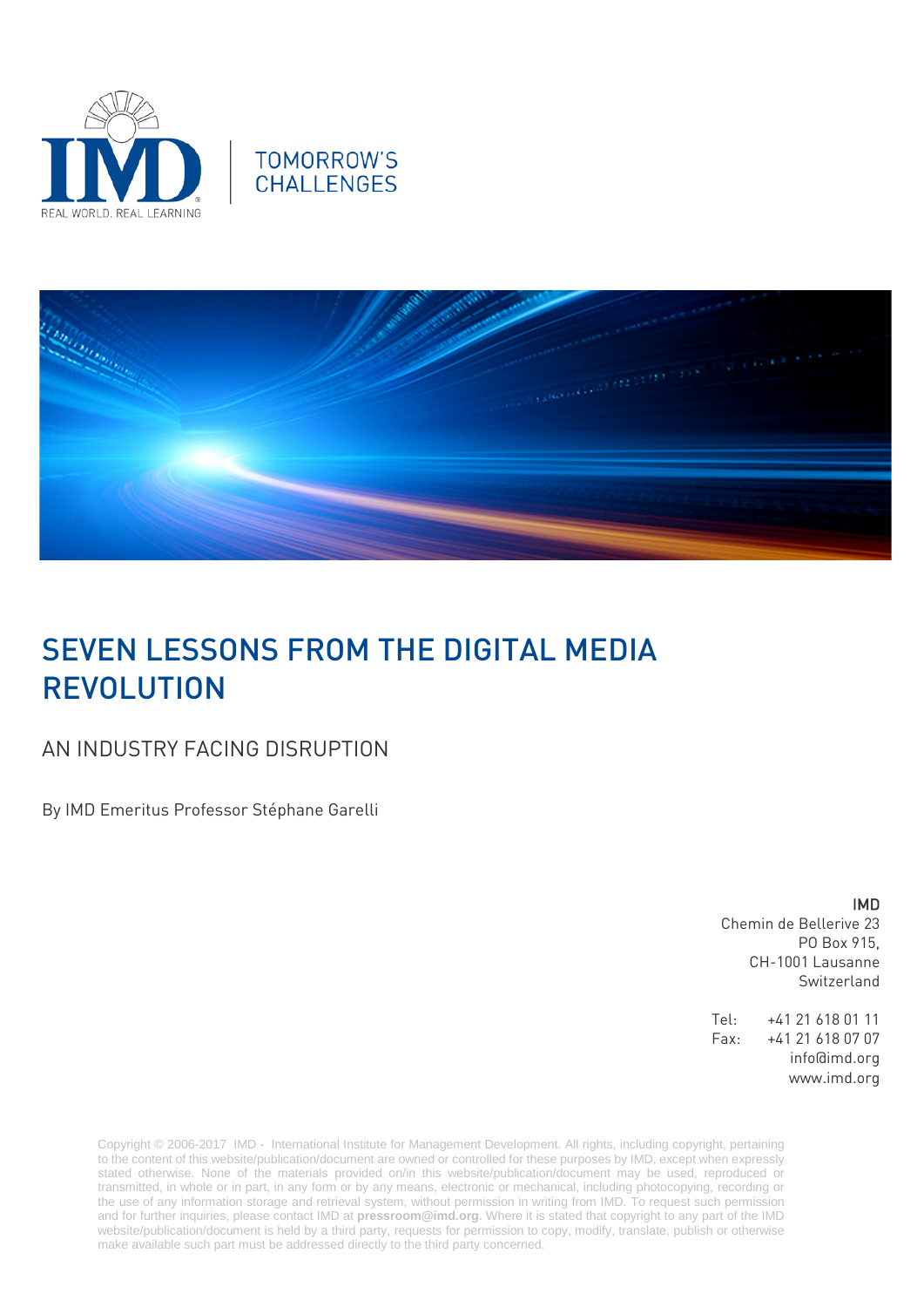REAL WORLD. REAL LEARNING

TOMORROW'S CHALLENGES

# SEVEN LESSONS FROM THE DIGITAL MEDIA REVOLUTION

## AN INDUSTRY FACING DISRUPTION

By IMD Emeritus Professor Stéphane Garelli

**IMD**
Chemin de Bellerive 23
PO Box 915,
CH-1001 Lausanne
Switzerland

Tel: +41 21 618 01 11
Fax: +41 21 618 07 07
info@imd.org
www.imd.org

Copyright © 2006-2017 IMD - International Institute for Management Development. All rights, including copyright, pertaining to the content of this website/publication/document are owned or controlled for these purposes by IMD, except when expressly stated otherwise. None of the materials provided on/in this website/publication/document may be used, reproduced or transmitted, in whole or in part, in any form or by any means, electronic or mechanical, including photocopying, recording or the use of any information storage and retrieval system, without permission in writing from IMD. To request such permission and for further inquiries, please contact IMD at **pressroom@imd.org**. Where it is stated that copyright to any part of the IMD website/publication/document is held by a third party, requests for permission to copy, modify, translate, publish or otherwise make available such part must be addressed directly to the third party concerned.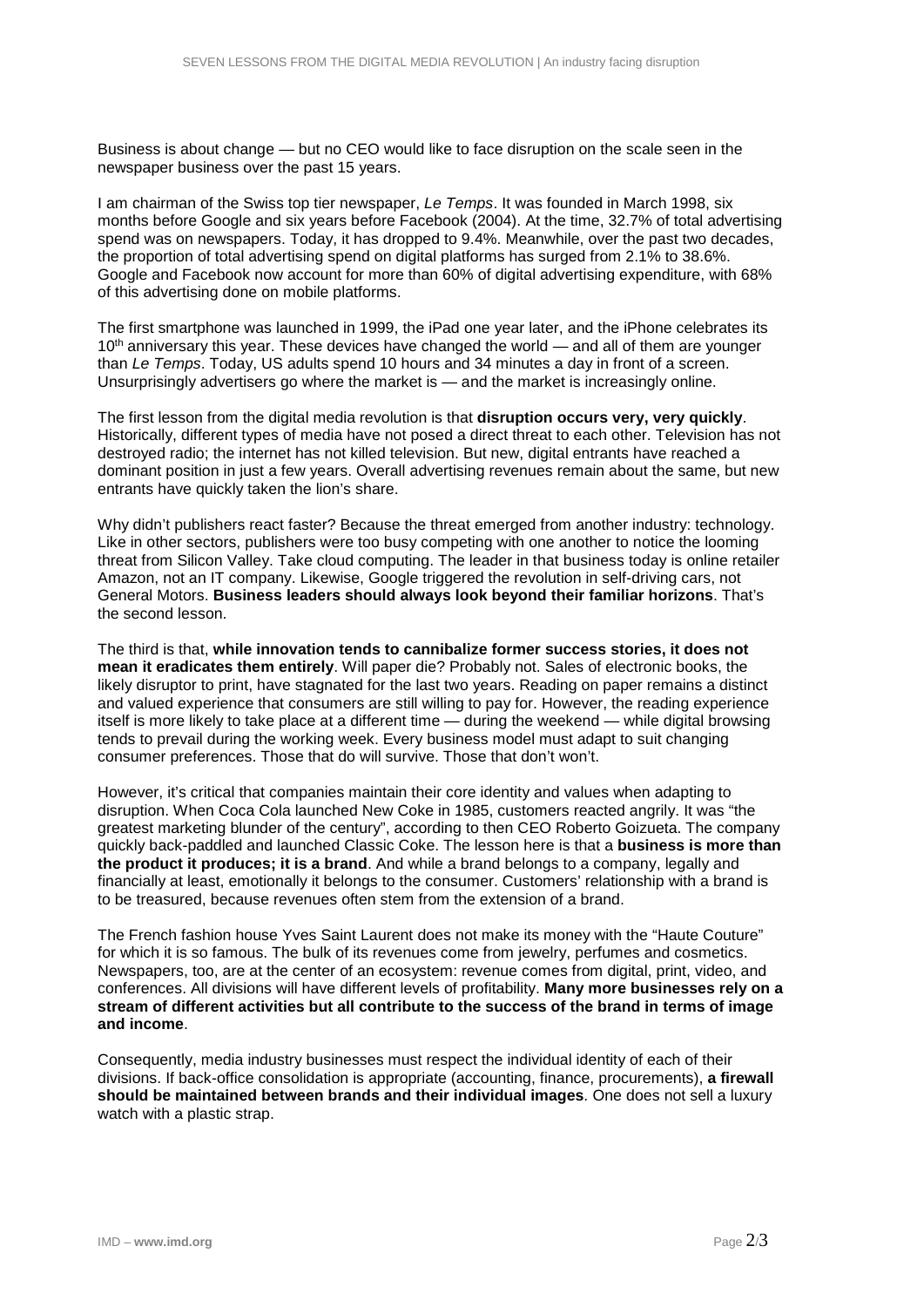Business is about change — but no CEO would like to face disruption on the scale seen in the newspaper business over the past 15 years.

I am chairman of the Swiss top tier newspaper, *Le Temps*. It was founded in March 1998, six months before Google and six years before Facebook (2004). At the time, 32.7% of total advertising spend was on newspapers. Today, it has dropped to 9.4%. Meanwhile, over the past two decades, the proportion of total advertising spend on digital platforms has surged from 2.1% to 38.6%. Google and Facebook now account for more than 60% of digital advertising expenditure, with 68% of this advertising done on mobile platforms.

The first smartphone was launched in 1999, the iPad one year later, and the iPhone celebrates its 10th anniversary this year. These devices have changed the world — and all of them are younger than *Le Temps*. Today, US adults spend 10 hours and 34 minutes a day in front of a screen. Unsurprisingly advertisers go where the market is — and the market is increasingly online.

The first lesson from the digital media revolution is that **disruption occurs very, very quickly**. Historically, different types of media have not posed a direct threat to each other. Television has not destroyed radio; the internet has not killed television. But new, digital entrants have reached a dominant position in just a few years. Overall advertising revenues remain about the same, but new entrants have quickly taken the lion's share.

Why didn't publishers react faster? Because the threat emerged from another industry: technology. Like in other sectors, publishers were too busy competing with one another to notice the looming threat from Silicon Valley. Take cloud computing. The leader in that business today is online retailer Amazon, not an IT company. Likewise, Google triggered the revolution in self-driving cars, not General Motors. **Business leaders should always look beyond their familiar horizons**. That's the second lesson.

The third is that, **while innovation tends to cannibalize former success stories, it does not mean it eradicates them entirely**. Will paper die? Probably not. Sales of electronic books, the likely disruptor to print, have stagnated for the last two years. Reading on paper remains a distinct and valued experience that consumers are still willing to pay for. However, the reading experience itself is more likely to take place at a different time — during the weekend — while digital browsing tends to prevail during the working week. Every business model must adapt to suit changing consumer preferences. Those that do will survive. Those that don't won't.

However, it's critical that companies maintain their core identity and values when adapting to disruption. When Coca Cola launched New Coke in 1985, customers reacted angrily. It was "the greatest marketing blunder of the century", according to then CEO Roberto Goizueta. The company quickly back-paddled and launched Classic Coke. The lesson here is that a **business is more than the product it produces; it is a brand**. And while a brand belongs to a company, legally and financially at least, emotionally it belongs to the consumer. Customers' relationship with a brand is to be treasured, because revenues often stem from the extension of a brand.

The French fashion house Yves Saint Laurent does not make its money with the "Haute Couture" for which it is so famous. The bulk of its revenues come from jewelry, perfumes and cosmetics. Newspapers, too, are at the center of an ecosystem: revenue comes from digital, print, video, and conferences. All divisions will have different levels of profitability. **Many more businesses rely on a stream of different activities but all contribute to the success of the brand in terms of image and income**.

Consequently, media industry businesses must respect the individual identity of each of their divisions. If back-office consolidation is appropriate (accounting, finance, procurements), **a firewall should be maintained between brands and their individual images**. One does not sell a luxury watch with a plastic strap.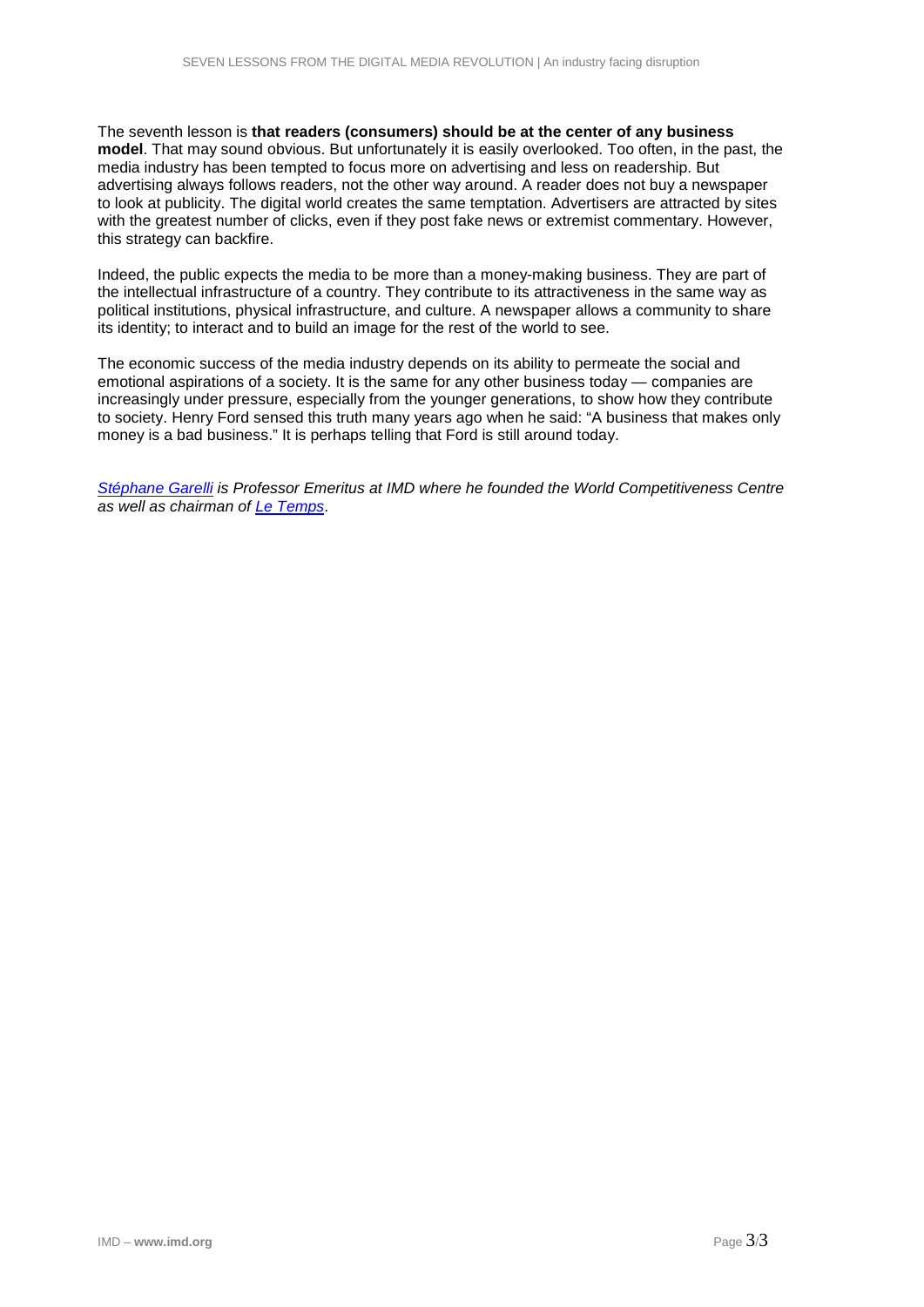The seventh lesson is **that readers (consumers) should be at the center of any business model**. That may sound obvious. But unfortunately it is easily overlooked. Too often, in the past, the media industry has been tempted to focus more on advertising and less on readership. But advertising always follows readers, not the other way around. A reader does not buy a newspaper to look at publicity. The digital world creates the same temptation. Advertisers are attracted by sites with the greatest number of clicks, even if they post fake news or extremist commentary. However, this strategy can backfire.

Indeed, the public expects the media to be more than a money-making business. They are part of the intellectual infrastructure of a country. They contribute to its attractiveness in the same way as political institutions, physical infrastructure, and culture. A newspaper allows a community to share its identity; to interact and to build an image for the rest of the world to see.

The economic success of the media industry depends on its ability to permeate the social and emotional aspirations of a society. It is the same for any other business today — companies are increasingly under pressure, especially from the younger generations, to show how they contribute to society. Henry Ford sensed this truth many years ago when he said: "A business that makes only money is a bad business." It is perhaps telling that Ford is still around today.

*[Stéphane Garelli](#) is Professor Emeritus at IMD where he founded the World Competitiveness Centre as well as chairman of [Le Temps](#).*